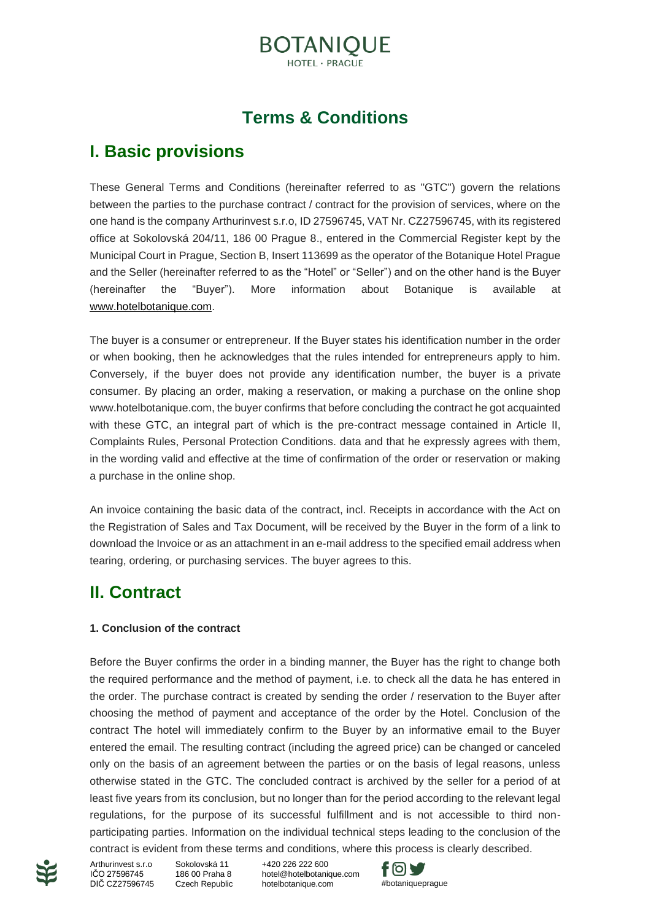# Terms & Conditions

## I. Basic provisions

These General Terms and Conditions (hereinafter referred to as "GTC") govern the relations between the parties to the purchase contract / contract for the provision of services, where on the one hand is the company Arthurinvest s.r.o, ID 27596745, VAT Nr. CZ27596745, with its registered office at Sokolovská 204/11, 186 00 Prague 8., entered in the Commercial Register kept by the Municipal Court in Prague, Section B, Insert 113699 as the operator of the Botanique Hotel Prague and the Seller (hereinafter referred to as the "Hotel" or "Seller") and on the other hand is the Buyer (hereinafter the "Buyer"). More information about Botanique is available at www.hotelbotanique.com.

The buyer is a consumer or entrepreneur. If the Buyer states his identification number in the order or when booking, then he acknowledges that the rules intended for entrepreneurs apply to him. Conversely, if the buyer does not provide any identification number, the buyer is a private consumer. By placing an order, making a reservation, or making a purchase on the online shop www.hotelbotanique.com, the buyer confirms that before concluding the contract he got acquainted with these GTC, an integral part of which is the pre-contract message contained in Article II, Complaints Rules, Personal Protection Conditions. data and that he expressly agrees with them, in the wording valid and effective at the time of confirmation of the order or reservation or making a purchase in the online shop.

An invoice containing the basic data of the contract, incl. Receipts in accordance with the Act on the Registration of Sales and Tax Document, will be received by the Buyer in the form of a link to download the Invoice or as an attachment in an e-mail address to the specified email address when tearing, ordering, or purchasing services. The buyer agrees to this.

## II. Contract

**1. Conclusion of the contract**

Before the Buyer confirms the order in a binding manner, the Buyer has the right to change both the required performance and the method of payment, i.e. to check all the data he has entered in the order. The purchase contract is created by sending the order / reservation to the Buyer after choosing the method of payment and acceptance of the order by the Hotel. Conclusion of the contract The hotel will immediately confirm to the Buyer by an informative email to the Buyer entered the email. The resulting contract (including the agreed price) can be changed or canceled only on the basis of an agreement between the parties or on the basis of legal reasons, unless otherwise stated in the GTC. The concluded contract is archived by the seller for a period of at least five years from its conclusion, but no longer than for the period according to the relevant legal regulations, for the purpose of its successful fulfillment and is not accessible to third non-participating parties. Information on the individual technical steps leading to the conclusion of the contract is evident from these terms and conditions, where this process is clearly described.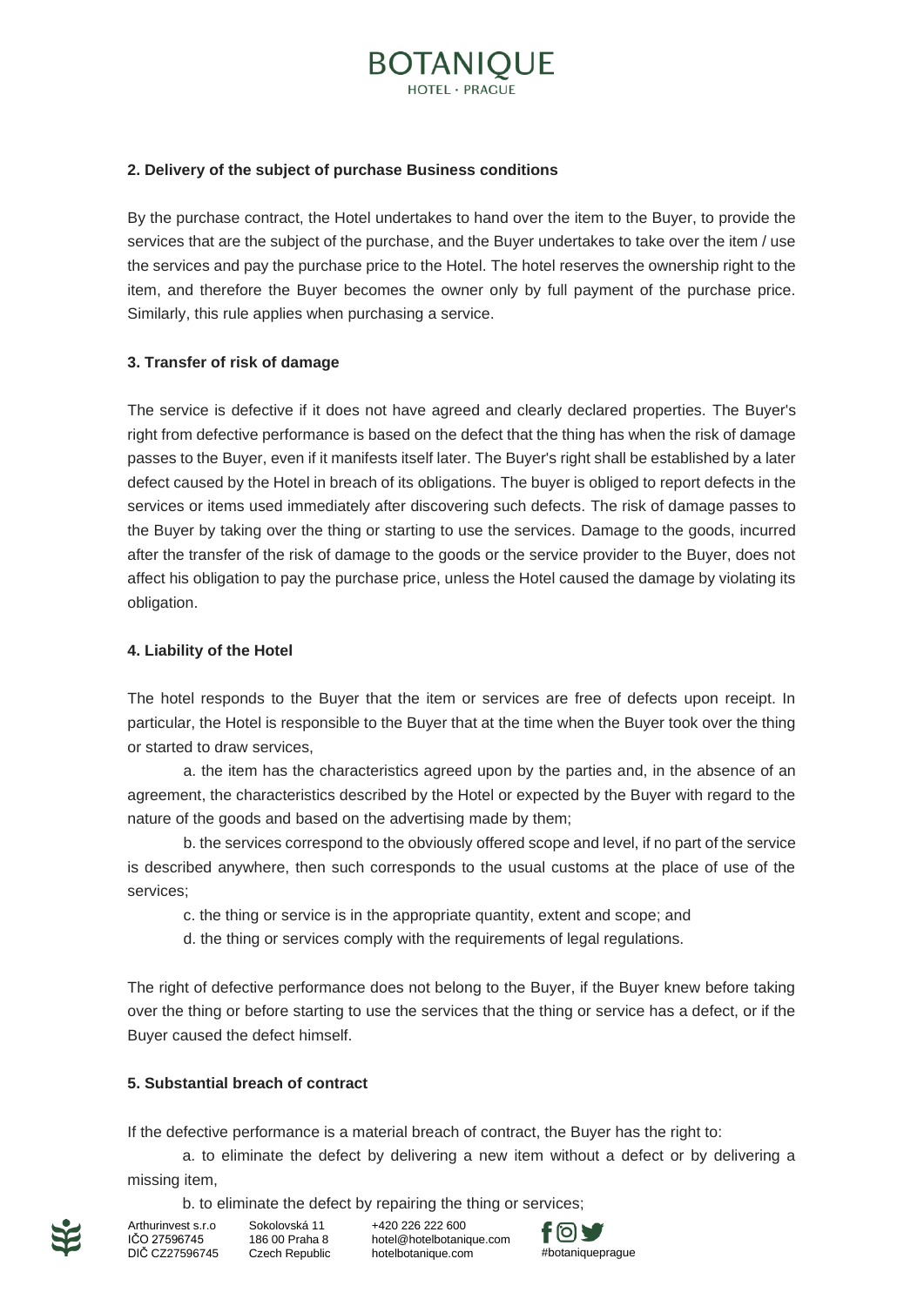### 2. Delivery of the subject of purchase Business conditions

By the purchase contract, the Hotel undertakes to hand over the item to the Buyer, to provide the services that are the subject of the purchase, and the Buyer undertakes to take over the item / use the services and pay the purchase price to the Hotel. The hotel reserves the ownership right to the item, and therefore the Buyer becomes the owner only by full payment of the purchase price. Similarly, this rule applies when purchasing a service.

### 3. Transfer of risk of damage

The service is defective if it does not have agreed and clearly declared properties. The Buyer's right from defective performance is based on the defect that the thing has when the risk of damage passes to the Buyer, even if it manifests itself later. The Buyer's right shall be established by a later defect caused by the Hotel in breach of its obligations. The buyer is obliged to report defects in the services or items used immediately after discovering such defects. The risk of damage passes to the Buyer by taking over the thing or starting to use the services. Damage to the goods, incurred after the transfer of the risk of damage to the goods or the service provider to the Buyer, does not affect his obligation to pay the purchase price, unless the Hotel caused the damage by violating its obligation.

### 4. Liability of the Hotel

The hotel responds to the Buyer that the item or services are free of defects upon receipt. In particular, the Hotel is responsible to the Buyer that at the time when the Buyer took over the thing or started to draw services,

a. the item has the characteristics agreed upon by the parties and, in the absence of an agreement, the characteristics described by the Hotel or expected by the Buyer with regard to the nature of the goods and based on the advertising made by them;

b. the services correspond to the obviously offered scope and level, if no part of the service is described anywhere, then such corresponds to the usual customs at the place of use of the services;

c. the thing or service is in the appropriate quantity, extent and scope; and

d. the thing or services comply with the requirements of legal regulations.

The right of defective performance does not belong to the Buyer, if the Buyer knew before taking over the thing or before starting to use the services that the thing or service has a defect, or if the Buyer caused the defect himself.

### 5. Substantial breach of contract

If the defective performance is a material breach of contract, the Buyer has the right to:

a. to eliminate the defect by delivering a new item without a defect or by delivering a missing item,

b. to eliminate the defect by repairing the thing or services;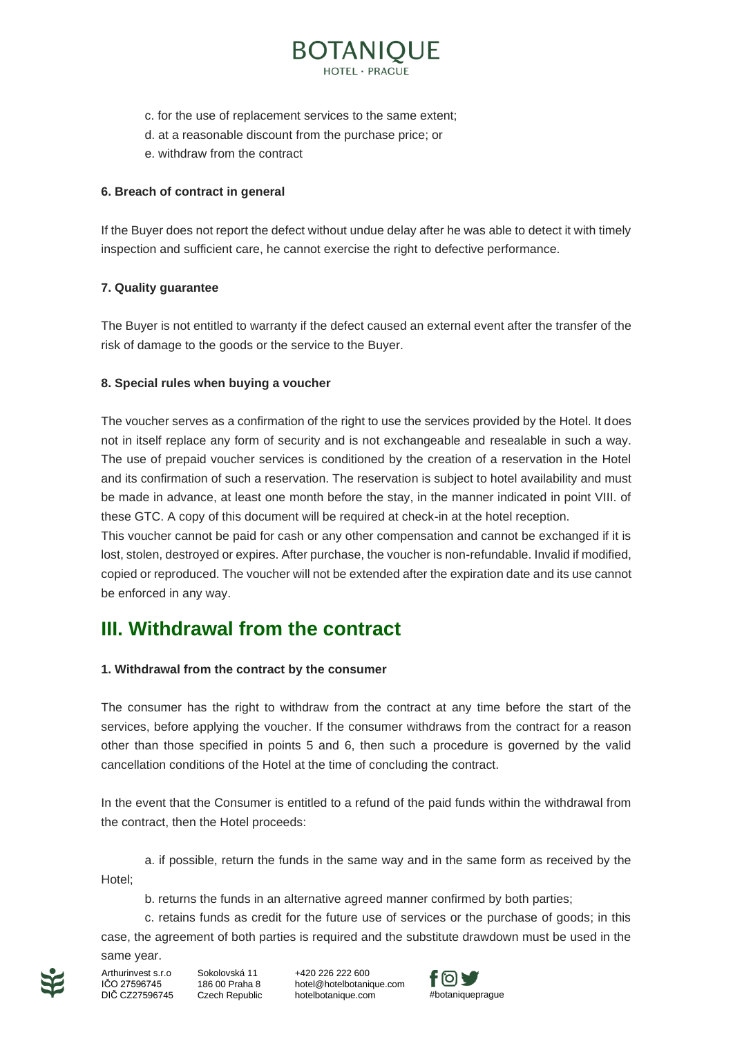c. for the use of replacement services to the same extent;
d. at a reasonable discount from the purchase price; or
e. withdraw from the contract

**6. Breach of contract in general**

If the Buyer does not report the defect without undue delay after he was able to detect it with timely inspection and sufficient care, he cannot exercise the right to defective performance.

**7. Quality guarantee**

The Buyer is not entitled to warranty if the defect caused an external event after the transfer of the risk of damage to the goods or the service to the Buyer.

**8. Special rules when buying a voucher**

The voucher serves as a confirmation of the right to use the services provided by the Hotel. It does not in itself replace any form of security and is not exchangeable and resealable in such a way. The use of prepaid voucher services is conditioned by the creation of a reservation in the Hotel and its confirmation of such a reservation. The reservation is subject to hotel availability and must be made in advance, at least one month before the stay, in the manner indicated in point VIII. of these GTC. A copy of this document will be required at check-in at the hotel reception.
This voucher cannot be paid for cash or any other compensation and cannot be exchanged if it is lost, stolen, destroyed or expires. After purchase, the voucher is non-refundable. Invalid if modified, copied or reproduced. The voucher will not be extended after the expiration date and its use cannot be enforced in any way.

## III. Withdrawal from the contract

**1. Withdrawal from the contract by the consumer**

The consumer has the right to withdraw from the contract at any time before the start of the services, before applying the voucher. If the consumer withdraws from the contract for a reason other than those specified in points 5 and 6, then such a procedure is governed by the valid cancellation conditions of the Hotel at the time of concluding the contract.

In the event that the Consumer is entitled to a refund of the paid funds within the withdrawal from the contract, then the Hotel proceeds:

a. if possible, return the funds in the same way and in the same form as received by the Hotel;

b. returns the funds in an alternative agreed manner confirmed by both parties;

c. retains funds as credit for the future use of services or the purchase of goods; in this case, the agreement of both parties is required and the substitute drawdown must be used in the same year.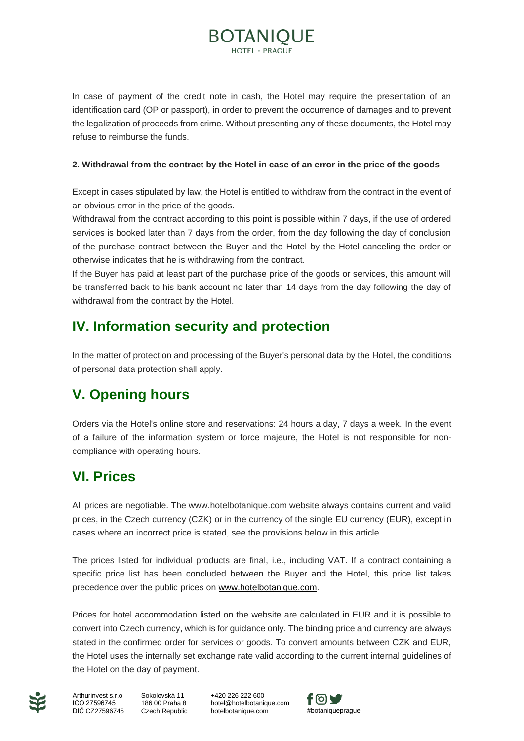In case of payment of the credit note in cash, the Hotel may require the presentation of an identification card (OP or passport), in order to prevent the occurrence of damages and to prevent the legalization of proceeds from crime. Without presenting any of these documents, the Hotel may refuse to reimburse the funds.

**2. Withdrawal from the contract by the Hotel in case of an error in the price of the goods**

Except in cases stipulated by law, the Hotel is entitled to withdraw from the contract in the event of an obvious error in the price of the goods.
Withdrawal from the contract according to this point is possible within 7 days, if the use of ordered services is booked later than 7 days from the order, from the day following the day of conclusion of the purchase contract between the Buyer and the Hotel by the Hotel canceling the order or otherwise indicates that he is withdrawing from the contract.
If the Buyer has paid at least part of the purchase price of the goods or services, this amount will be transferred back to his bank account no later than 14 days from the day following the day of withdrawal from the contract by the Hotel.

## IV. Information security and protection

In the matter of protection and processing of the Buyer's personal data by the Hotel, the conditions of personal data protection shall apply.

## V. Opening hours

Orders via the Hotel's online store and reservations: 24 hours a day, 7 days a week. In the event of a failure of the information system or force majeure, the Hotel is not responsible for non-compliance with operating hours.

## VI. Prices

All prices are negotiable. The www.hotelbotanique.com website always contains current and valid prices, in the Czech currency (CZK) or in the currency of the single EU currency (EUR), except in cases where an incorrect price is stated, see the provisions below in this article.

The prices listed for individual products are final, i.e., including VAT. If a contract containing a specific price list has been concluded between the Buyer and the Hotel, this price list takes precedence over the public prices on www.hotelbotanique.com.

Prices for hotel accommodation listed on the website are calculated in EUR and it is possible to convert into Czech currency, which is for guidance only. The binding price and currency are always stated in the confirmed order for services or goods. To convert amounts between CZK and EUR, the Hotel uses the internally set exchange rate valid according to the current internal guidelines of the Hotel on the day of payment.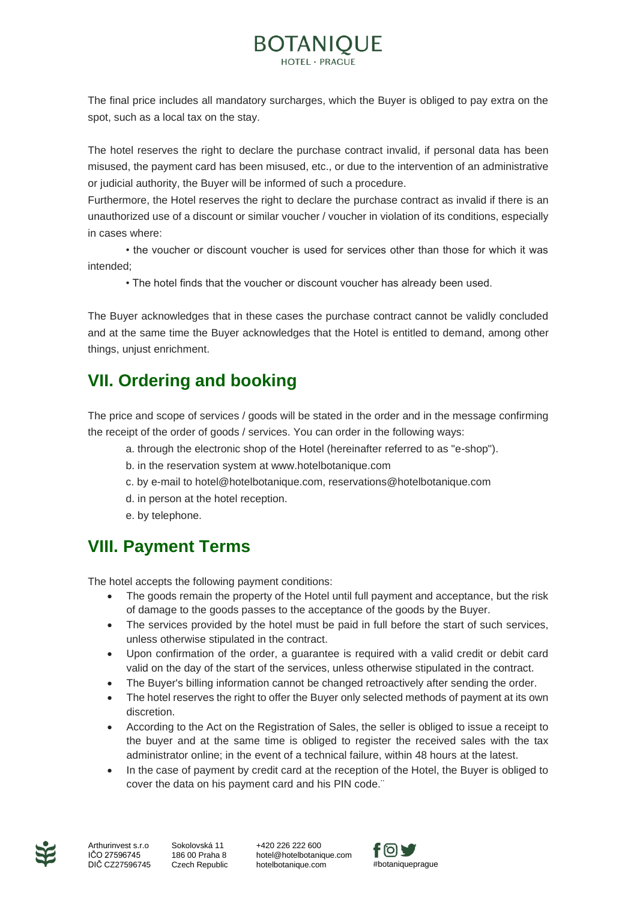The final price includes all mandatory surcharges, which the Buyer is obliged to pay extra on the spot, such as a local tax on the stay.

The hotel reserves the right to declare the purchase contract invalid, if personal data has been misused, the payment card has been misused, etc., or due to the intervention of an administrative or judicial authority, the Buyer will be informed of such a procedure.
Furthermore, the Hotel reserves the right to declare the purchase contract as invalid if there is an unauthorized use of a discount or similar voucher / voucher in violation of its conditions, especially in cases where:

• the voucher or discount voucher is used for services other than those for which it was intended;

• The hotel finds that the voucher or discount voucher has already been used.

The Buyer acknowledges that in these cases the purchase contract cannot be validly concluded and at the same time the Buyer acknowledges that the Hotel is entitled to demand, among other things, unjust enrichment.

## VII. Ordering and booking

The price and scope of services / goods will be stated in the order and in the message confirming the receipt of the order of goods / services. You can order in the following ways:

a. through the electronic shop of the Hotel (hereinafter referred to as "e-shop").

b. in the reservation system at www.hotelbotanique.com

c. by e-mail to hotel@hotelbotanique.com, reservations@hotelbotanique.com

d. in person at the hotel reception.

e. by telephone.

## VIII. Payment Terms

The hotel accepts the following payment conditions:

- The goods remain the property of the Hotel until full payment and acceptance, but the risk of damage to the goods passes to the acceptance of the goods by the Buyer.
- The services provided by the hotel must be paid in full before the start of such services, unless otherwise stipulated in the contract.
- Upon confirmation of the order, a guarantee is required with a valid credit or debit card valid on the day of the start of the services, unless otherwise stipulated in the contract.
- The Buyer's billing information cannot be changed retroactively after sending the order.
- The hotel reserves the right to offer the Buyer only selected methods of payment at its own discretion.
- According to the Act on the Registration of Sales, the seller is obliged to issue a receipt to the buyer and at the same time is obliged to register the received sales with the tax administrator online; in the event of a technical failure, within 48 hours at the latest.
- In the case of payment by credit card at the reception of the Hotel, the Buyer is obliged to cover the data on his payment card and his PIN code.¨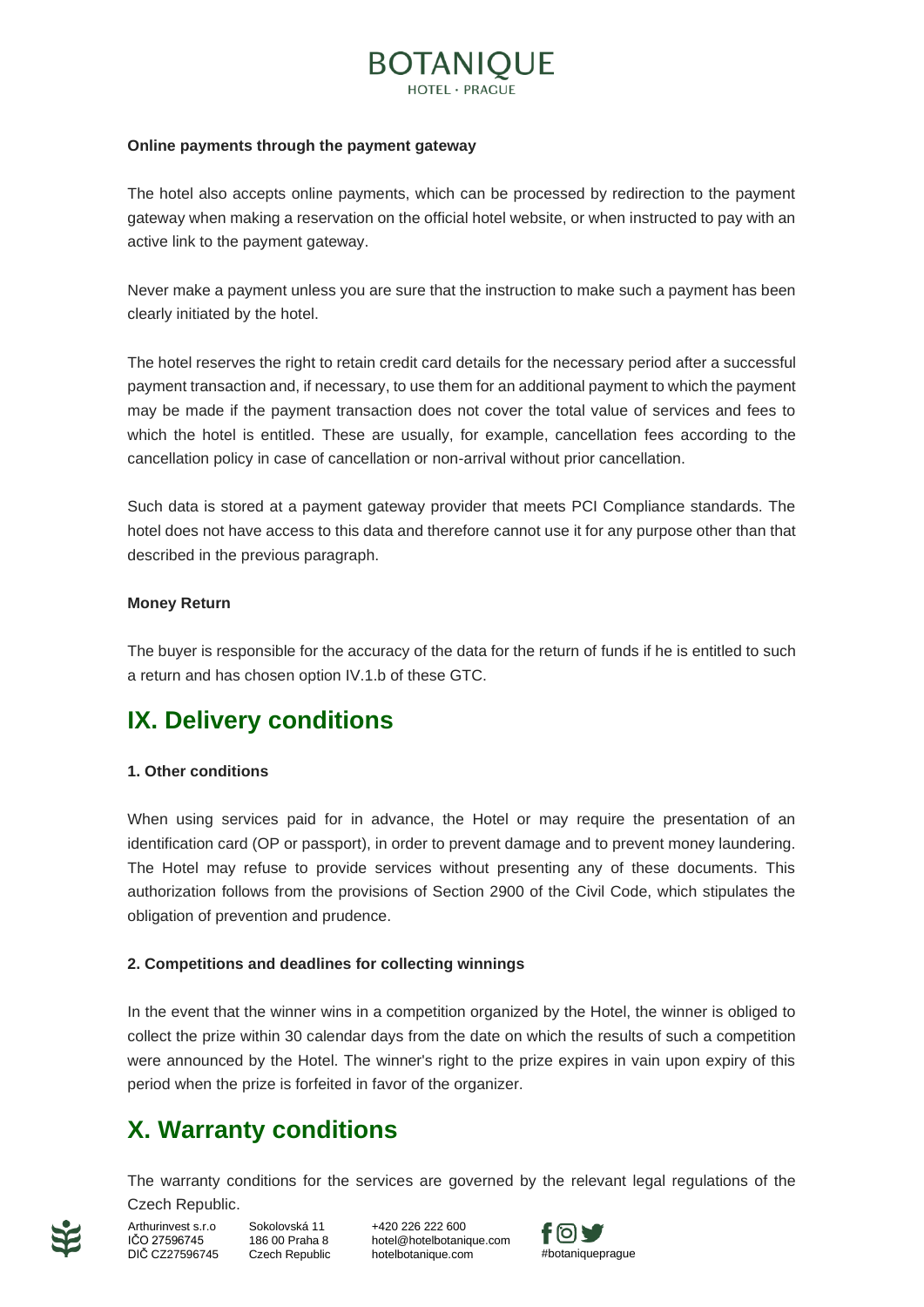**Online payments through the payment gateway**

The hotel also accepts online payments, which can be processed by redirection to the payment gateway when making a reservation on the official hotel website, or when instructed to pay with an active link to the payment gateway.

Never make a payment unless you are sure that the instruction to make such a payment has been clearly initiated by the hotel.

The hotel reserves the right to retain credit card details for the necessary period after a successful payment transaction and, if necessary, to use them for an additional payment to which the payment may be made if the payment transaction does not cover the total value of services and fees to which the hotel is entitled. These are usually, for example, cancellation fees according to the cancellation policy in case of cancellation or non-arrival without prior cancellation.

Such data is stored at a payment gateway provider that meets PCI Compliance standards. The hotel does not have access to this data and therefore cannot use it for any purpose other than that described in the previous paragraph.

**Money Return**

The buyer is responsible for the accuracy of the data for the return of funds if he is entitled to such a return and has chosen option IV.1.b of these GTC.

## IX. Delivery conditions

**1. Other conditions**

When using services paid for in advance, the Hotel or may require the presentation of an identification card (OP or passport), in order to prevent damage and to prevent money laundering. The Hotel may refuse to provide services without presenting any of these documents. This authorization follows from the provisions of Section 2900 of the Civil Code, which stipulates the obligation of prevention and prudence.

**2. Competitions and deadlines for collecting winnings**

In the event that the winner wins in a competition organized by the Hotel, the winner is obliged to collect the prize within 30 calendar days from the date on which the results of such a competition were announced by the Hotel. The winner's right to the prize expires in vain upon expiry of this period when the prize is forfeited in favor of the organizer.

## X. Warranty conditions

The warranty conditions for the services are governed by the relevant legal regulations of the Czech Republic.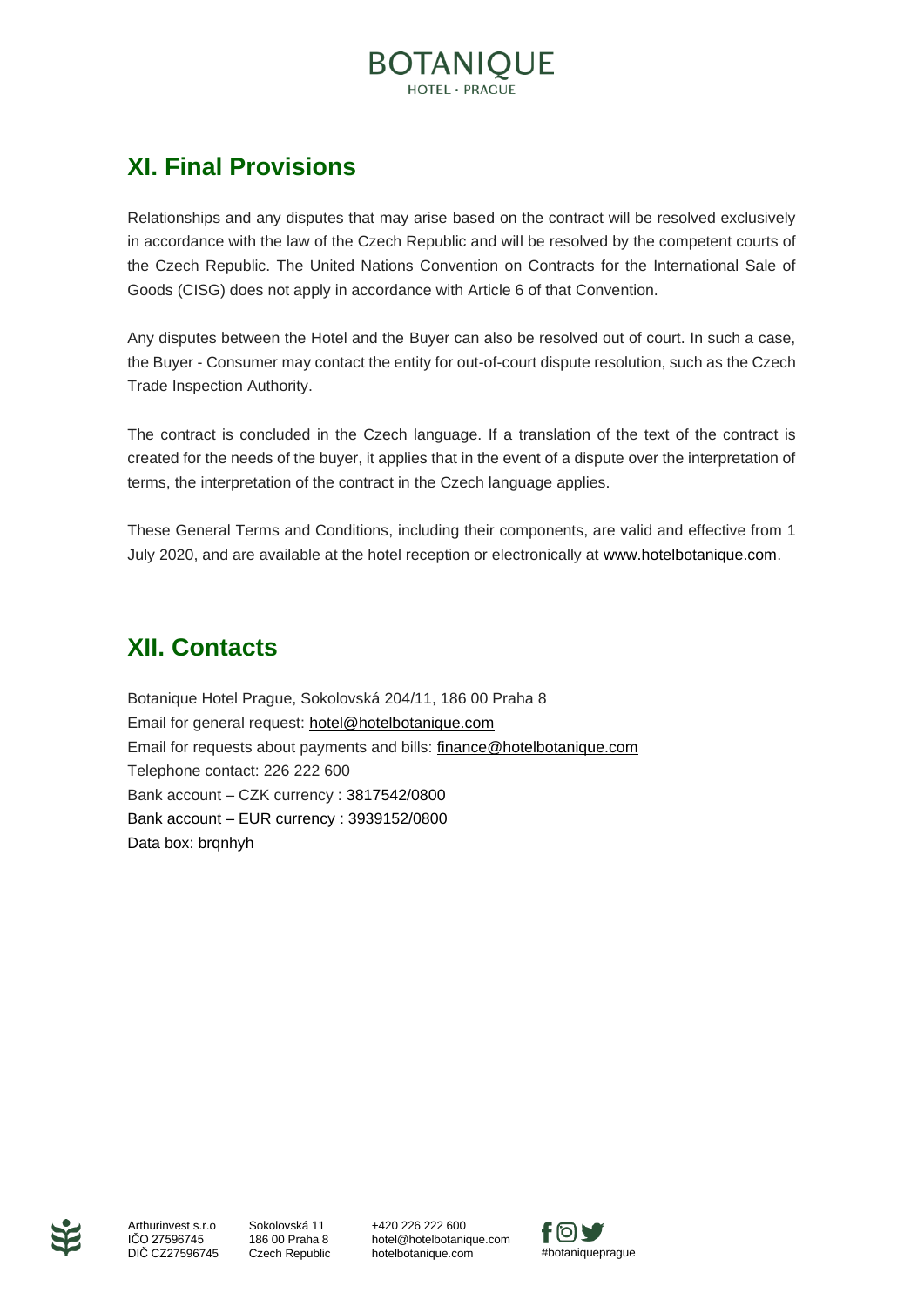## XI. Final Provisions

Relationships and any disputes that may arise based on the contract will be resolved exclusively in accordance with the law of the Czech Republic and will be resolved by the competent courts of the Czech Republic. The United Nations Convention on Contracts for the International Sale of Goods (CISG) does not apply in accordance with Article 6 of that Convention.

Any disputes between the Hotel and the Buyer can also be resolved out of court. In such a case, the Buyer - Consumer may contact the entity for out-of-court dispute resolution, such as the Czech Trade Inspection Authority.

The contract is concluded in the Czech language. If a translation of the text of the contract is created for the needs of the buyer, it applies that in the event of a dispute over the interpretation of terms, the interpretation of the contract in the Czech language applies.

These General Terms and Conditions, including their components, are valid and effective from 1 July 2020, and are available at the hotel reception or electronically at www.hotelbotanique.com.

## XII. Contacts

Botanique Hotel Prague, Sokolovská 204/11, 186 00 Praha 8
Email for general request: hotel@hotelbotanique.com
Email for requests about payments and bills: finance@hotelbotanique.com
Telephone contact: 226 222 600
Bank account – CZK currency : 3817542/0800
Bank account – EUR currency : 3939152/0800
Data box: brqnhyh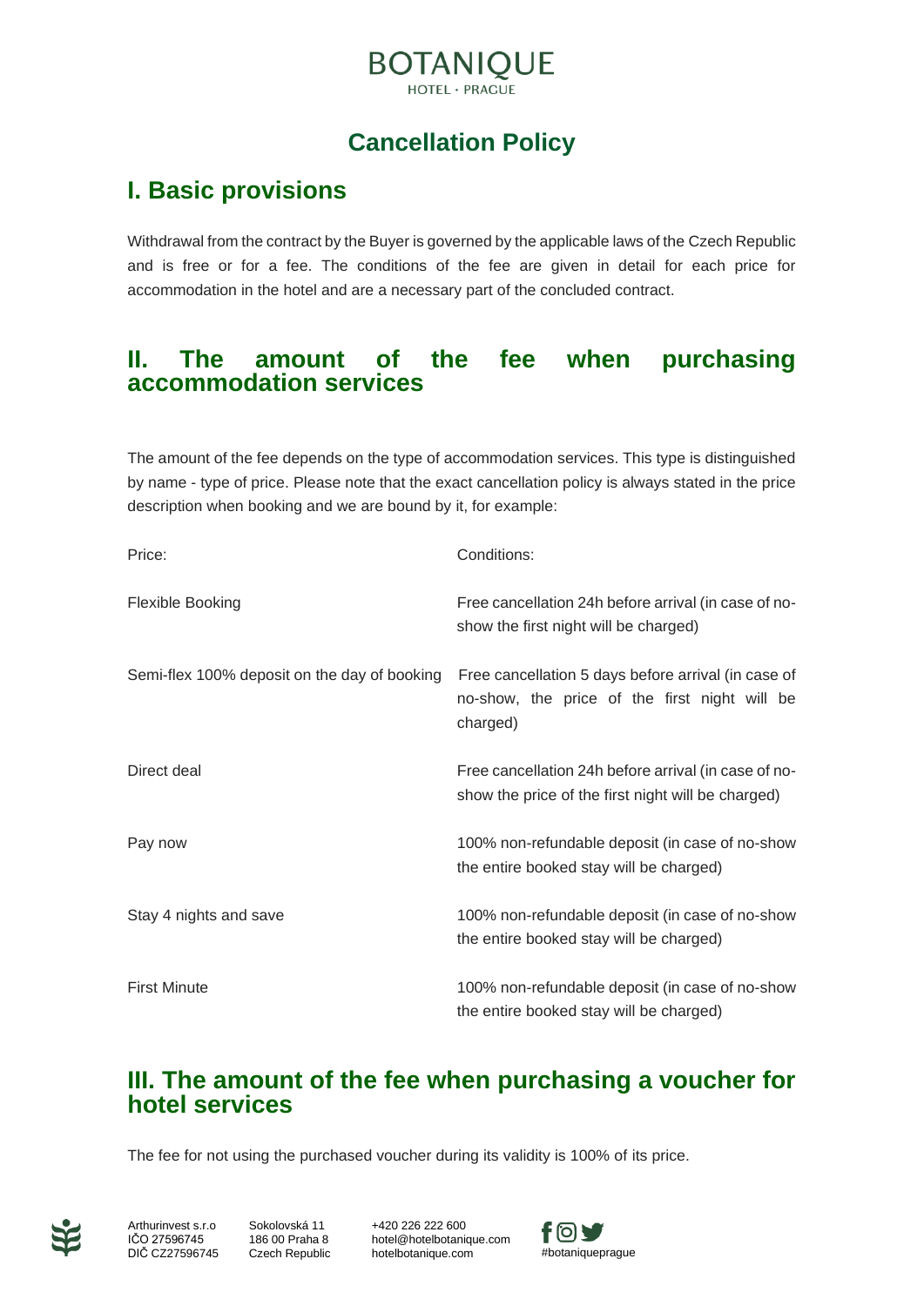# Cancellation Policy

## I. Basic provisions

Withdrawal from the contract by the Buyer is governed by the applicable laws of the Czech Republic and is free or for a fee. The conditions of the fee are given in detail for each price for accommodation in the hotel and are a necessary part of the concluded contract.

## II. The amount of the fee when purchasing accommodation services

The amount of the fee depends on the type of accommodation services. This type is distinguished by name - type of price. Please note that the exact cancellation policy is always stated in the price description when booking and we are bound by it, for example:

| Price: | Conditions: |
|---|---|
| Flexible Booking | Free cancellation 24h before arrival (in case of no-show the first night will be charged) |
| Semi-flex 100% deposit on the day of booking | Free cancellation 5 days before arrival (in case of no-show, the price of the first night will be charged) |
| Direct deal | Free cancellation 24h before arrival (in case of no-show the price of the first night will be charged) |
| Pay now | 100% non-refundable deposit (in case of no-show the entire booked stay will be charged) |
| Stay 4 nights and save | 100% non-refundable deposit (in case of no-show the entire booked stay will be charged) |
| First Minute | 100% non-refundable deposit (in case of no-show the entire booked stay will be charged) |

## III. The amount of the fee when purchasing a voucher for hotel services

The fee for not using the purchased voucher during its validity is 100% of its price.

Arthurinvest s.r.o
IČO 27596745
DIČ CZ27596745

Sokolovská 11
186 00 Praha 8
Czech Republic

+420 226 222 600
hotel@hotelbotanique.com
hotelbotanique.com

#botaniqueprague